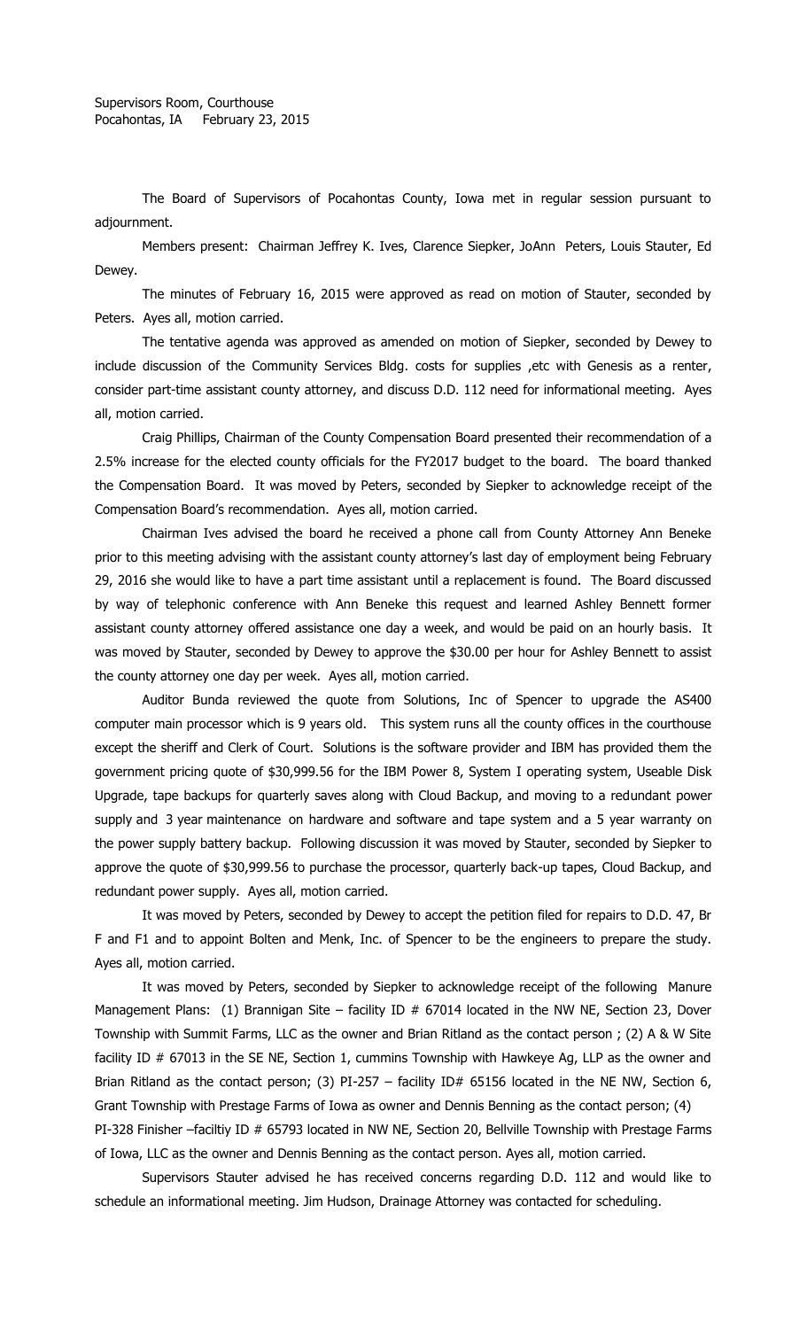Supervisors Room, Courthouse
Pocahontas, IA February 23, 2015

The Board of Supervisors of Pocahontas County, Iowa met in regular session pursuant to adjournment.

Members present: Chairman Jeffrey K. Ives, Clarence Siepker, JoAnn Peters, Louis Stauter, Ed Dewey.

The minutes of February 16, 2015 were approved as read on motion of Stauter, seconded by Peters. Ayes all, motion carried.

The tentative agenda was approved as amended on motion of Siepker, seconded by Dewey to include discussion of the Community Services Bldg. costs for supplies ,etc with Genesis as a renter, consider part-time assistant county attorney, and discuss D.D. 112 need for informational meeting. Ayes all, motion carried.

Craig Phillips, Chairman of the County Compensation Board presented their recommendation of a 2.5% increase for the elected county officials for the FY2017 budget to the board. The board thanked the Compensation Board. It was moved by Peters, seconded by Siepker to acknowledge receipt of the Compensation Board's recommendation. Ayes all, motion carried.

Chairman Ives advised the board he received a phone call from County Attorney Ann Beneke prior to this meeting advising with the assistant county attorney's last day of employment being February 29, 2016 she would like to have a part time assistant until a replacement is found. The Board discussed by way of telephonic conference with Ann Beneke this request and learned Ashley Bennett former assistant county attorney offered assistance one day a week, and would be paid on an hourly basis. It was moved by Stauter, seconded by Dewey to approve the $30.00 per hour for Ashley Bennett to assist the county attorney one day per week. Ayes all, motion carried.

Auditor Bunda reviewed the quote from Solutions, Inc of Spencer to upgrade the AS400 computer main processor which is 9 years old. This system runs all the county offices in the courthouse except the sheriff and Clerk of Court. Solutions is the software provider and IBM has provided them the government pricing quote of $30,999.56 for the IBM Power 8, System I operating system, Useable Disk Upgrade, tape backups for quarterly saves along with Cloud Backup, and moving to a redundant power supply and 3 year maintenance on hardware and software and tape system and a 5 year warranty on the power supply battery backup. Following discussion it was moved by Stauter, seconded by Siepker to approve the quote of $30,999.56 to purchase the processor, quarterly back-up tapes, Cloud Backup, and redundant power supply. Ayes all, motion carried.

It was moved by Peters, seconded by Dewey to accept the petition filed for repairs to D.D. 47, Br F and F1 and to appoint Bolten and Menk, Inc. of Spencer to be the engineers to prepare the study. Ayes all, motion carried.

It was moved by Peters, seconded by Siepker to acknowledge receipt of the following Manure Management Plans: (1) Brannigan Site – facility ID # 67014 located in the NW NE, Section 23, Dover Township with Summit Farms, LLC as the owner and Brian Ritland as the contact person ; (2) A & W Site facility ID # 67013 in the SE NE, Section 1, cummins Township with Hawkeye Ag, LLP as the owner and Brian Ritland as the contact person; (3) PI-257 – facility ID# 65156 located in the NE NW, Section 6, Grant Township with Prestage Farms of Iowa as owner and Dennis Benning as the contact person; (4) PI-328 Finisher –faciltiy ID # 65793 located in NW NE, Section 20, Bellville Township with Prestage Farms of Iowa, LLC as the owner and Dennis Benning as the contact person. Ayes all, motion carried.

Supervisors Stauter advised he has received concerns regarding D.D. 112 and would like to schedule an informational meeting. Jim Hudson, Drainage Attorney was contacted for scheduling.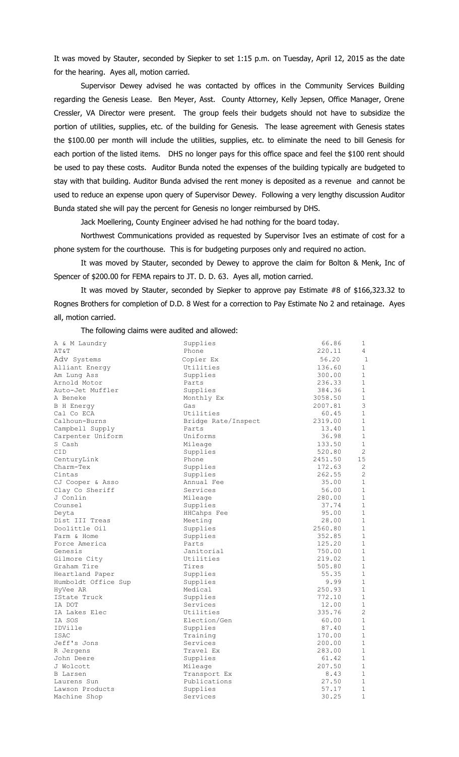It was moved by Stauter, seconded by Siepker to set 1:15 p.m. on Tuesday, April 12, 2015 as the date for the hearing. Ayes all, motion carried.

Supervisor Dewey advised he was contacted by offices in the Community Services Building regarding the Genesis Lease. Ben Meyer, Asst. County Attorney, Kelly Jepsen, Office Manager, Orene Cressler, VA Director were present. The group feels their budgets should not have to subsidize the portion of utilities, supplies, etc. of the building for Genesis. The lease agreement with Genesis states the $100.00 per month will include the utilities, supplies, etc. to eliminate the need to bill Genesis for each portion of the listed items. DHS no longer pays for this office space and feel the $100 rent should be used to pay these costs. Auditor Bunda noted the expenses of the building typically are budgeted to stay with that building. Auditor Bunda advised the rent money is deposited as a revenue and cannot be used to reduce an expense upon query of Supervisor Dewey. Following a very lengthy discussion Auditor Bunda stated she will pay the percent for Genesis no longer reimbursed by DHS.

Jack Moellering, County Engineer advised he had nothing for the board today.

Northwest Communications provided as requested by Supervisor Ives an estimate of cost for a phone system for the courthouse. This is for budgeting purposes only and required no action.

It was moved by Stauter, seconded by Dewey to approve the claim for Bolton & Menk, Inc of Spencer of $200.00 for FEMA repairs to JT. D. D. 63. Ayes all, motion carried.

It was moved by Stauter, seconded by Siepker to approve pay Estimate #8 of $166,323.32 to Rognes Brothers for completion of D.D. 8 West for a correction to Pay Estimate No 2 and retainage. Ayes all, motion carried.

The following claims were audited and allowed:

| | | | |
|---|---|---|---|
| A & M Laundry | Supplies | 66.86 | 1 |
| AT&T | Phone | 220.11 | 4 |
| Adv Systems | Copier Ex | 56.20 | 1 |
| Alliant Energy | Utilities | 136.60 | 1 |
| Am Lung Ass | Supplies | 300.00 | 1 |
| Arnold Motor | Parts | 236.33 | 1 |
| Auto-Jet Muffler | Supplies | 384.36 | 1 |
| A Beneke | Monthly Ex | 3058.50 | 1 |
| B H Energy | Gas | 2007.81 | 3 |
| Cal Co ECA | Utilities | 60.45 | 1 |
| Calhoun-Burns | Bridge Rate/Inspect | 2319.00 | 1 |
| Campbell Supply | Parts | 13.40 | 1 |
| Carpenter Uniform | Uniforms | 36.98 | 1 |
| S Cash | Mileage | 133.50 | 1 |
| CID | Supplies | 520.80 | 2 |
| CenturyLink | Phone | 2451.50 | 15 |
| Charm-Tex | Supplies | 172.63 | 2 |
| Cintas | Supplies | 262.55 | 2 |
| CJ Cooper & Asso | Annual Fee | 35.00 | 1 |
| Clay Co Sheriff | Services | 56.00 | 1 |
| J Conlin | Mileage | 280.00 | 1 |
| Counsel | Supplies | 37.74 | 1 |
| Deyta | HHCahps Fee | 95.00 | 1 |
| Dist III Treas | Meeting | 28.00 | 1 |
| Doolittle Oil | Supplies | 2560.80 | 1 |
| Farm & Home | Supplies | 352.85 | 1 |
| Force America | Parts | 125.20 | 1 |
| Genesis | Janitorial | 750.00 | 1 |
| Gilmore City | Utilities | 219.02 | 1 |
| Graham Tire | Tires | 505.80 | 1 |
| Heartland Paper | Supplies | 55.35 | 1 |
| Humboldt Office Sup | Supplies | 9.99 | 1 |
| HyVee AR | Medical | 250.93 | 1 |
| IState Truck | Supplies | 772.10 | 1 |
| IA DOT | Services | 12.00 | 1 |
| IA Lakes Elec | Utilities | 335.76 | 2 |
| IA SOS | Election/Gen | 60.00 | 1 |
| IDVille | Supplies | 87.40 | 1 |
| ISAC | Training | 170.00 | 1 |
| Jeff's Jons | Services | 200.00 | 1 |
| R Jergens | Travel Ex | 283.00 | 1 |
| John Deere | Supplies | 61.42 | 1 |
| J Wolcott | Mileage | 207.50 | 1 |
| B Larsen | Transport Ex | 8.43 | 1 |
| Laurens Sun | Publications | 27.50 | 1 |
| Lawson Products | Supplies | 57.17 | 1 |
| Machine Shop | Services | 30.25 | 1 |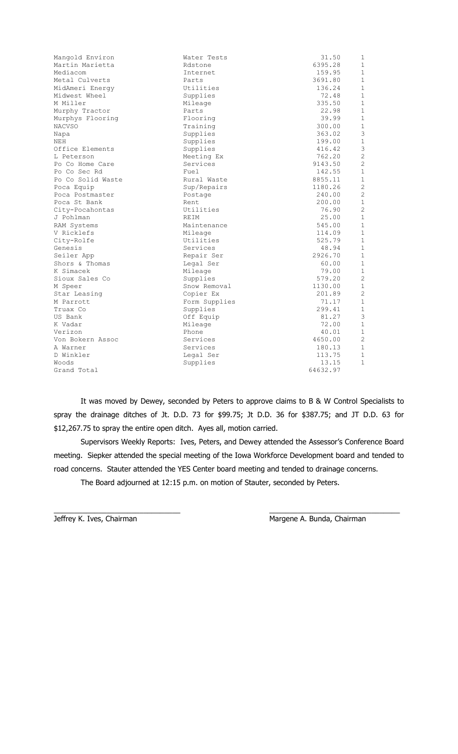| | | | |
|---|---|---|---|
| Mangold Environ | Water Tests | 31.50 | 1 |
| Martin Marietta | Rdstone | 6395.28 | 1 |
| Mediacom | Internet | 159.95 | 1 |
| Metal Culverts | Parts | 3691.80 | 1 |
| MidAmeri Energy | Utilities | 136.24 | 1 |
| Midwest Wheel | Supplies | 72.48 | 1 |
| M Miller | Mileage | 335.50 | 1 |
| Murphy Tractor | Parts | 22.98 | 1 |
| Murphys Flooring | Flooring | 39.99 | 1 |
| NACVSO | Training | 300.00 | 1 |
| Napa | Supplies | 363.02 | 3 |
| NEH | Supplies | 199.00 | 1 |
| Office Elements | Supplies | 416.42 | 3 |
| L Peterson | Meeting Ex | 762.20 | 2 |
| Po Co Home Care | Services | 9143.50 | 2 |
| Po Co Sec Rd | Fuel | 142.55 | 1 |
| Po Co Solid Waste | Rural Waste | 8855.11 | 1 |
| Poca Equip | Sup/Repairs | 1180.26 | 2 |
| Poca Postmaster | Postage | 240.00 | 2 |
| Poca St Bank | Rent | 200.00 | 1 |
| City-Pocahontas | Utilities | 76.90 | 2 |
| J Pohlman | REIM | 25.00 | 1 |
| RAM Systems | Maintenance | 545.00 | 1 |
| V Ricklefs | Mileage | 114.09 | 1 |
| City-Rolfe | Utilities | 525.79 | 1 |
| Genesis | Services | 48.94 | 1 |
| Seiler App | Repair Ser | 2926.70 | 1 |
| Shors & Thomas | Legal Ser | 60.00 | 1 |
| K Simacek | Mileage | 79.00 | 1 |
| Sioux Sales Co | Supplies | 579.20 | 2 |
| M Speer | Snow Removal | 1130.00 | 1 |
| Star Leasing | Copier Ex | 201.89 | 2 |
| M Parrott | Form Supplies | 71.17 | 1 |
| Truax Co | Supplies | 299.41 | 1 |
| US Bank | Off Equip | 81.27 | 3 |
| K Vadar | Mileage | 72.00 | 1 |
| Verizon | Phone | 40.01 | 1 |
| Von Bokern Assoc | Services | 4650.00 | 2 |
| A Warner | Services | 180.13 | 1 |
| D Winkler | Legal Ser | 113.75 | 1 |
| Woods | Supplies | 13.15 | 1 |
| Grand Total | | 64632.97 | |

It was moved by Dewey, seconded by Peters to approve claims to B & W Control Specialists to spray the drainage ditches of Jt. D.D. 73 for $99.75; Jt D.D. 36 for $387.75; and JT D.D. 63 for $12,267.75 to spray the entire open ditch. Ayes all, motion carried.

Supervisors Weekly Reports: Ives, Peters, and Dewey attended the Assessor's Conference Board meeting. Siepker attended the special meeting of the Iowa Workforce Development board and tended to road concerns. Stauter attended the YES Center board meeting and tended to drainage concerns.

The Board adjourned at 12:15 p.m. on motion of Stauter, seconded by Peters.

\_\_\_\_\_\_\_\_\_\_\_\_\_\_\_\_\_\_\_\_\_\_\_\_\_\_\_\_\_\_ \_\_\_\_\_\_\_\_\_\_\_\_\_\_\_\_\_\_\_\_\_\_\_\_\_\_\_\_\_\_

Jeffrey K. Ives, Chairman    Margene A. Bunda, Chairman